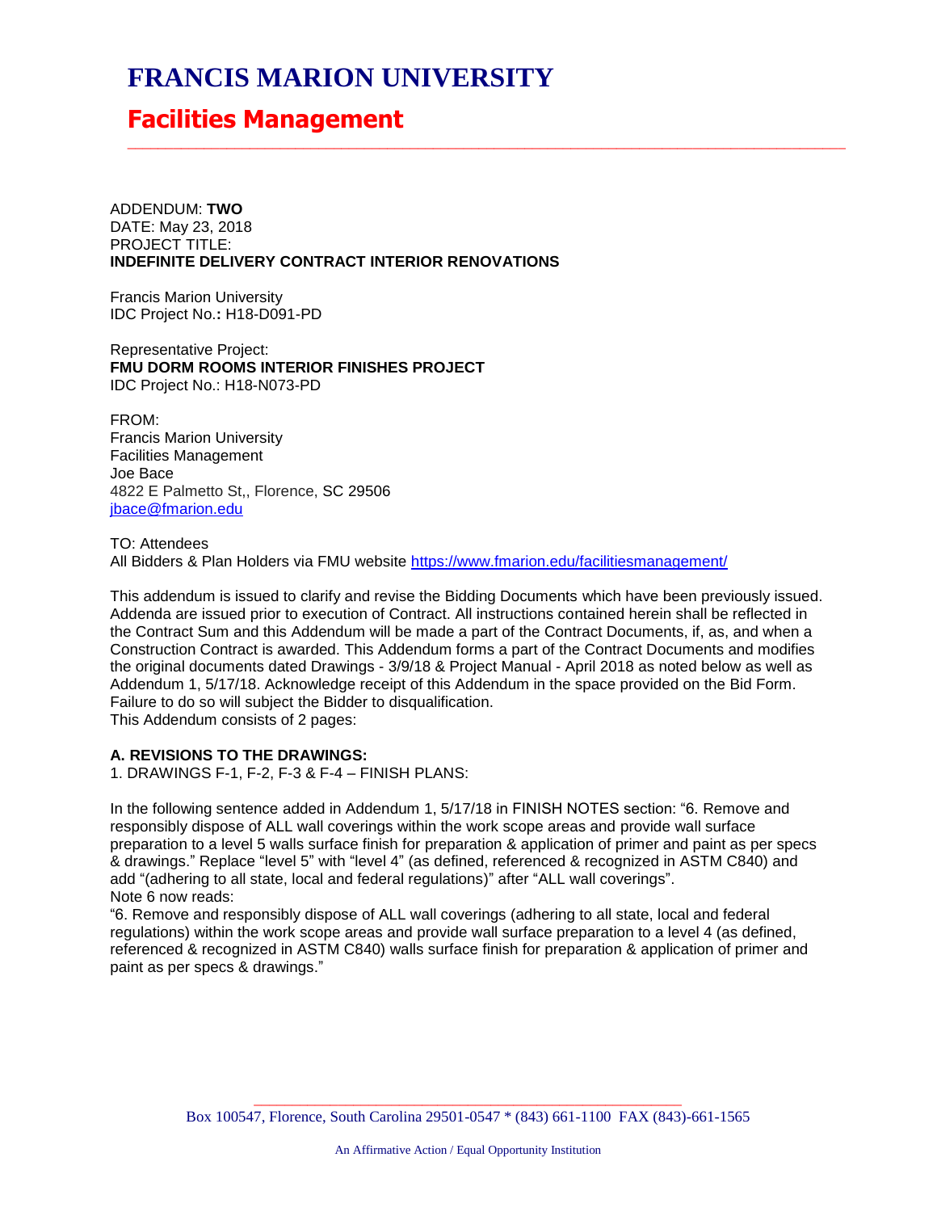# FRANCIS MARION UNIVERSITY

## Facilities Management

ADDENDUM: **TWO**
DATE: May 23, 2018
PROJECT TITLE:
**INDEFINITE DELIVERY CONTRACT INTERIOR RENOVATIONS**

Francis Marion University
IDC Project No.**:** H18-D091-PD

Representative Project:
**FMU DORM ROOMS INTERIOR FINISHES PROJECT**
IDC Project No.: H18-N073-PD

FROM:
Francis Marion University
Facilities Management
Joe Bace
4822 E Palmetto St,, Florence, SC 29506
[jbace@fmarion.edu](mailto:jbace@fmarion.edu)

TO: Attendees
All Bidders & Plan Holders via FMU website [https://www.fmarion.edu/facilitiesmanagement/](https://www.fmarion.edu/facilitiesmanagement/)

This addendum is issued to clarify and revise the Bidding Documents which have been previously issued. Addenda are issued prior to execution of Contract. All instructions contained herein shall be reflected in the Contract Sum and this Addendum will be made a part of the Contract Documents, if, as, and when a Construction Contract is awarded. This Addendum forms a part of the Contract Documents and modifies the original documents dated Drawings - 3/9/18 & Project Manual - April 2018 as noted below as well as Addendum 1, 5/17/18. Acknowledge receipt of this Addendum in the space provided on the Bid Form. Failure to do so will subject the Bidder to disqualification.
This Addendum consists of 2 pages:

**A. REVISIONS TO THE DRAWINGS:**

1. DRAWINGS F-1, F-2, F-3 & F-4 – FINISH PLANS:

In the following sentence added in Addendum 1, 5/17/18 in FINISH NOTES section: "6. Remove and responsibly dispose of ALL wall coverings within the work scope areas and provide wall surface preparation to a level 5 walls surface finish for preparation & application of primer and paint as per specs & drawings." Replace "level 5" with "level 4" (as defined, referenced & recognized in ASTM C840) and add "(adhering to all state, local and federal regulations)" after "ALL wall coverings".
Note 6 now reads:
"6. Remove and responsibly dispose of ALL wall coverings (adhering to all state, local and federal regulations) within the work scope areas and provide wall surface preparation to a level 4 (as defined, referenced & recognized in ASTM C840) walls surface finish for preparation & application of primer and paint as per specs & drawings."

Box 100547, Florence, South Carolina 29501-0547 * (843) 661-1100 FAX (843)-661-1565

An Affirmative Action / Equal Opportunity Institution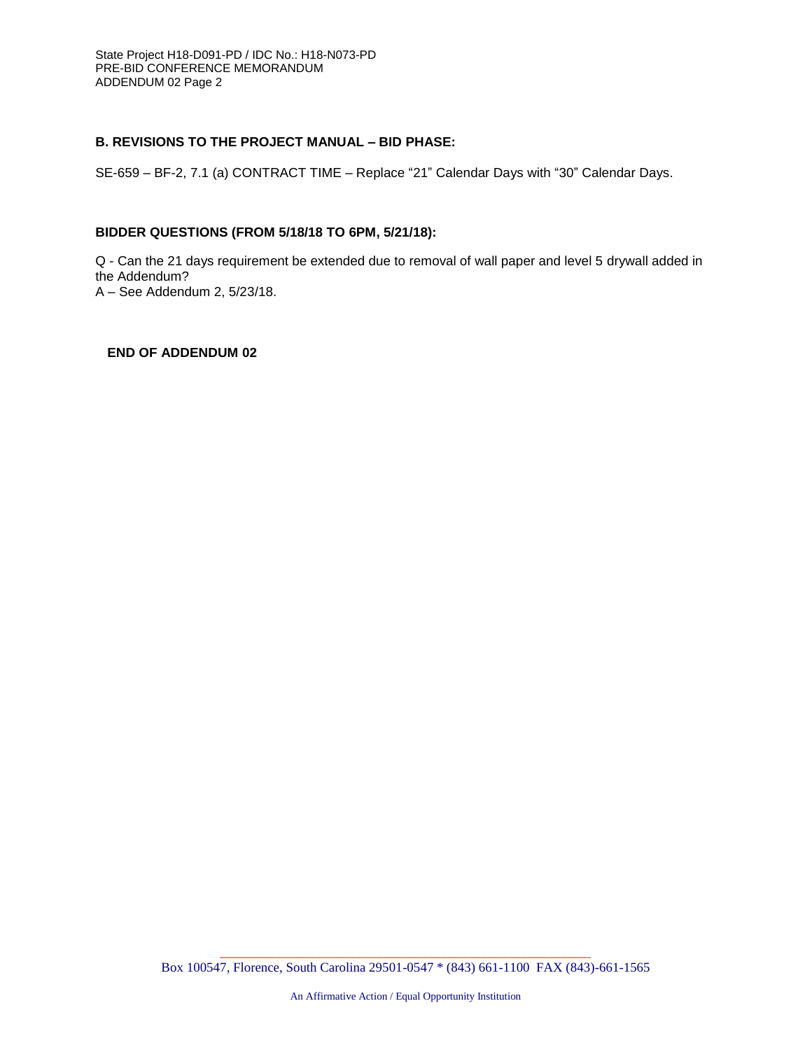**B. REVISIONS TO THE PROJECT MANUAL – BID PHASE:**

SE-659 – BF-2, 7.1 (a) CONTRACT TIME – Replace "21" Calendar Days with "30" Calendar Days.

**BIDDER QUESTIONS (FROM 5/18/18 TO 6PM, 5/21/18):**

Q - Can the 21 days requirement be extended due to removal of wall paper and level 5 drywall added in the Addendum?
A – See Addendum 2, 5/23/18.

**END OF ADDENDUM 02**

Box 100547, Florence, South Carolina 29501-0547 * (843) 661-1100 FAX (843)-661-1565

An Affirmative Action / Equal Opportunity Institution